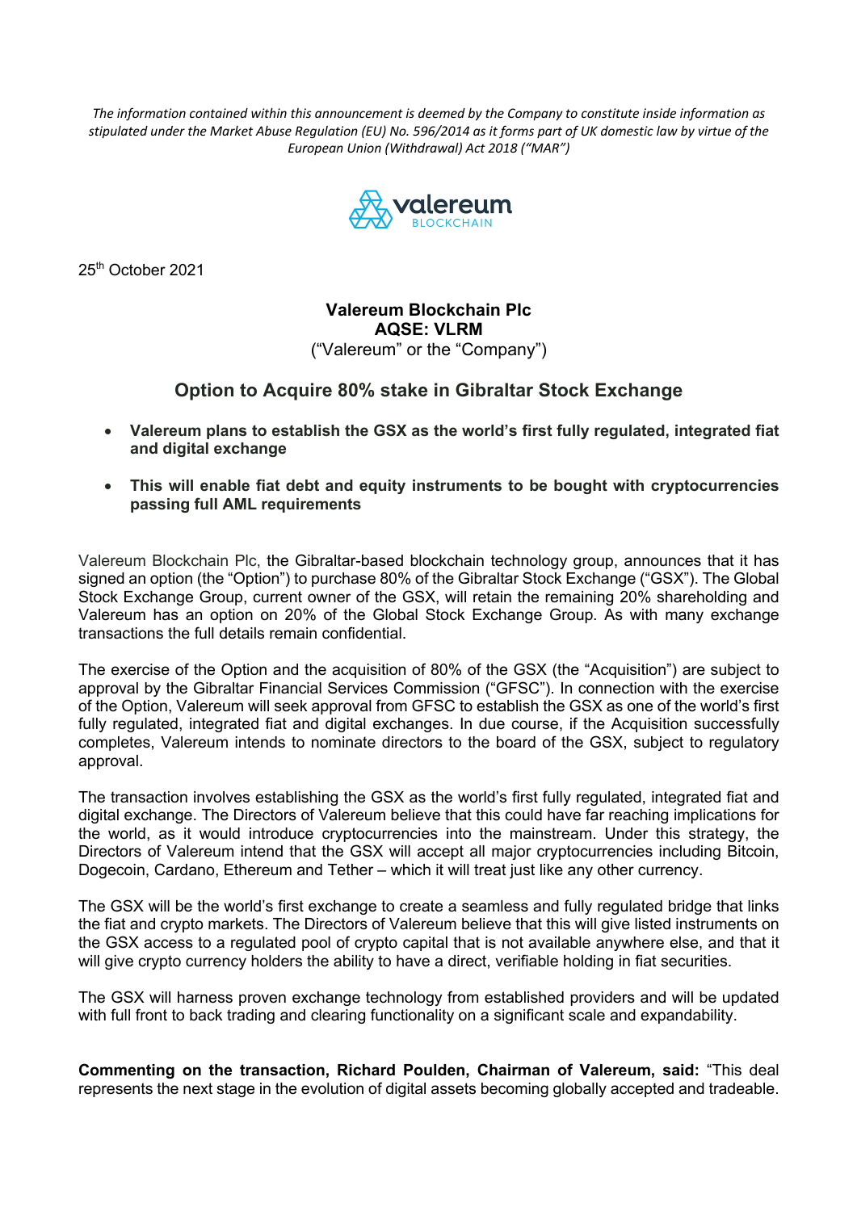*The information contained within this announcement is deemed by the Company to constitute inside information as stipulated under the Market Abuse Regulation (EU) No. 596/2014 as it forms part of UK domestic law by virtue of the European Union (Withdrawal) Act 2018 ("MAR")*

25th October 2021

**Valereum Blockchain Plc**
**AQSE: VLRM**
("Valereum" or the "Company")

## Option to Acquire 80% stake in Gibraltar Stock Exchange

- **Valereum plans to establish the GSX as the world's first fully regulated, integrated fiat and digital exchange**
- **This will enable fiat debt and equity instruments to be bought with cryptocurrencies passing full AML requirements**

Valereum Blockchain Plc, the Gibraltar-based blockchain technology group, announces that it has signed an option (the "Option") to purchase 80% of the Gibraltar Stock Exchange ("GSX"). The Global Stock Exchange Group, current owner of the GSX, will retain the remaining 20% shareholding and Valereum has an option on 20% of the Global Stock Exchange Group. As with many exchange transactions the full details remain confidential.

The exercise of the Option and the acquisition of 80% of the GSX (the "Acquisition") are subject to approval by the Gibraltar Financial Services Commission ("GFSC"). In connection with the exercise of the Option, Valereum will seek approval from GFSC to establish the GSX as one of the world's first fully regulated, integrated fiat and digital exchanges. In due course, if the Acquisition successfully completes, Valereum intends to nominate directors to the board of the GSX, subject to regulatory approval.

The transaction involves establishing the GSX as the world's first fully regulated, integrated fiat and digital exchange. The Directors of Valereum believe that this could have far reaching implications for the world, as it would introduce cryptocurrencies into the mainstream. Under this strategy, the Directors of Valereum intend that the GSX will accept all major cryptocurrencies including Bitcoin, Dogecoin, Cardano, Ethereum and Tether – which it will treat just like any other currency.

The GSX will be the world's first exchange to create a seamless and fully regulated bridge that links the fiat and crypto markets. The Directors of Valereum believe that this will give listed instruments on the GSX access to a regulated pool of crypto capital that is not available anywhere else, and that it will give crypto currency holders the ability to have a direct, verifiable holding in fiat securities.

The GSX will harness proven exchange technology from established providers and will be updated with full front to back trading and clearing functionality on a significant scale and expandability.

**Commenting on the transaction, Richard Poulden, Chairman of Valereum, said:** "This deal represents the next stage in the evolution of digital assets becoming globally accepted and tradeable.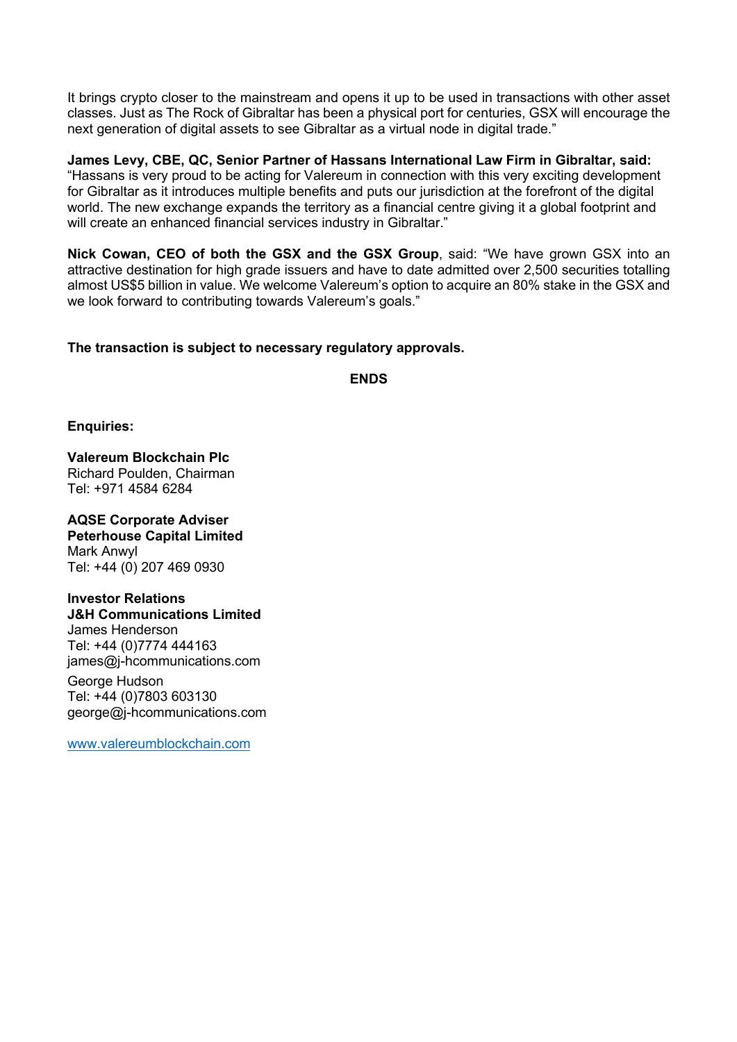It brings crypto closer to the mainstream and opens it up to be used in transactions with other asset classes. Just as The Rock of Gibraltar has been a physical port for centuries, GSX will encourage the next generation of digital assets to see Gibraltar as a virtual node in digital trade."

**James Levy, CBE, QC, Senior Partner of Hassans International Law Firm in Gibraltar, said:** "Hassans is very proud to be acting for Valereum in connection with this very exciting development for Gibraltar as it introduces multiple benefits and puts our jurisdiction at the forefront of the digital world. The new exchange expands the territory as a financial centre giving it a global footprint and will create an enhanced financial services industry in Gibraltar."

**Nick Cowan, CEO of both the GSX and the GSX Group**, said: "We have grown GSX into an attractive destination for high grade issuers and have to date admitted over 2,500 securities totalling almost US$5 billion in value. We welcome Valereum's option to acquire an 80% stake in the GSX and we look forward to contributing towards Valereum's goals."

**The transaction is subject to necessary regulatory approvals.**

**ENDS**

**Enquiries:**

**Valereum Blockchain Plc**
Richard Poulden, Chairman
Tel: +971 4584 6284

**AQSE Corporate Adviser**
**Peterhouse Capital Limited**
Mark Anwyl
Tel: +44 (0) 207 469 0930

**Investor Relations**
**J&H Communications Limited**
James Henderson
Tel: +44 (0)7774 444163
james@j-hcommunications.com

George Hudson
Tel: +44 (0)7803 603130
george@j-hcommunications.com

www.valereumblockchain.com